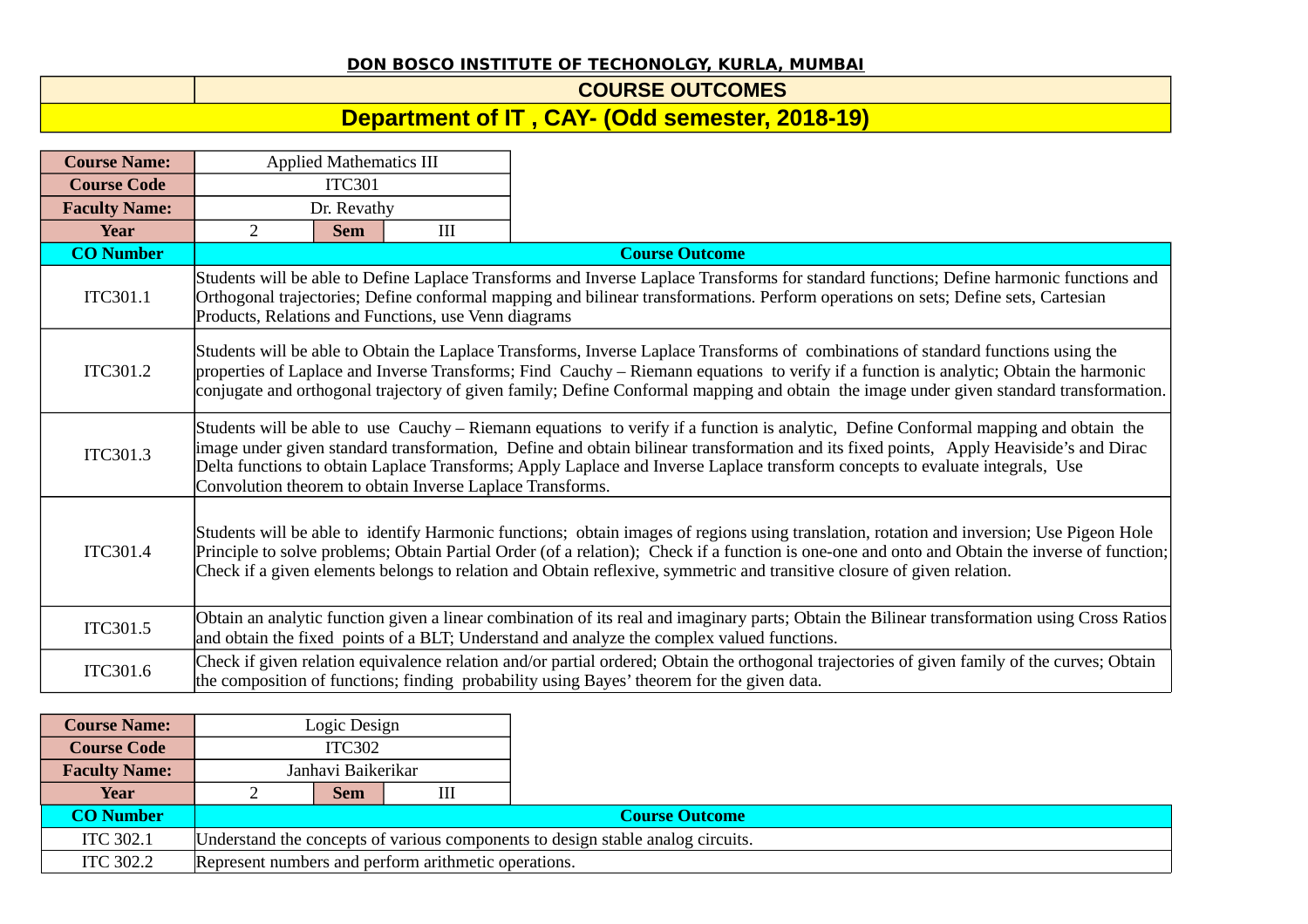**DON BOSCO INSTITUTE OF TECHONOLGY, KURLA, MUMBAI**

## COURSE OUTCOMES

## Department of IT , CAY- (Odd semester, 2018-19)

| **Course Name:** | Applied Mathematics III | | |
|---|---|---|---|
| **Course Code** | ITC301 | | |
| **Faculty Name:** | Dr. Revathy | | |
| **Year** | 2 | **Sem** | III |

| **CO Number** | **Course Outcome** |
|---|---|
| ITC301.1 | Students will be able to Define Laplace Transforms and Inverse Laplace Transforms for standard functions; Define harmonic functions and Orthogonal trajectories; Define conformal mapping and bilinear transformations. Perform operations on sets; Define sets, Cartesian Products, Relations and Functions, use Venn diagrams |
| ITC301.2 | Students will be able to Obtain the Laplace Transforms, Inverse Laplace Transforms of combinations of standard functions using the properties of Laplace and Inverse Transforms; Find Cauchy – Riemann equations to verify if a function is analytic; Obtain the harmonic conjugate and orthogonal trajectory of given family; Define Conformal mapping and obtain the image under given standard transformation. |
| ITC301.3 | Students will be able to use Cauchy – Riemann equations to verify if a function is analytic, Define Conformal mapping and obtain the image under given standard transformation, Define and obtain bilinear transformation and its fixed points, Apply Heaviside's and Dirac Delta functions to obtain Laplace Transforms; Apply Laplace and Inverse Laplace transform concepts to evaluate integrals, Use Convolution theorem to obtain Inverse Laplace Transforms. |
| ITC301.4 | Students will be able to identify Harmonic functions; obtain images of regions using translation, rotation and inversion; Use Pigeon Hole Principle to solve problems; Obtain Partial Order (of a relation); Check if a function is one-one and onto and Obtain the inverse of function; Check if a given elements belongs to relation and Obtain reflexive, symmetric and transitive closure of given relation. |
| ITC301.5 | Obtain an analytic function given a linear combination of its real and imaginary parts; Obtain the Bilinear transformation using Cross Ratios and obtain the fixed points of a BLT; Understand and analyze the complex valued functions. |
| ITC301.6 | Check if given relation equivalence relation and/or partial ordered; Obtain the orthogonal trajectories of given family of the curves; Obtain the composition of functions; finding probability using Bayes' theorem for the given data. |

| **Course Name:** | Logic Design | | |
|---|---|---|---|
| **Course Code** | ITC302 | | |
| **Faculty Name:** | Janhavi Baikerikar | | |
| **Year** | 2 | **Sem** | III |

| **CO Number** | **Course Outcome** |
|---|---|
| ITC 302.1 | Understand the concepts of various components to design stable analog circuits. |
| ITC 302.2 | Represent numbers and perform arithmetic operations. |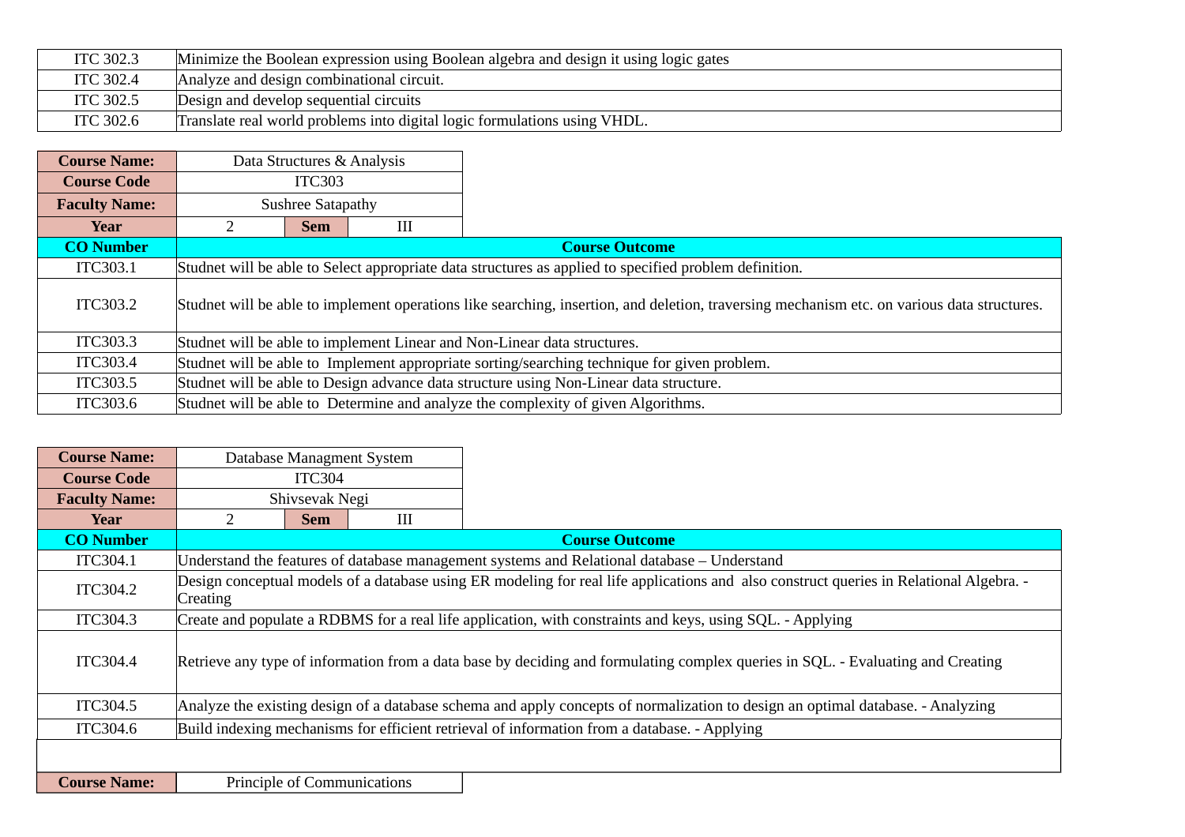| ITC 302.3 | Minimize the Boolean expression using Boolean algebra and design it using logic gates |
|---|---|
| ITC 302.4 | Analyze and design combinational circuit. |
| ITC 302.5 | Design and develop sequential circuits |
| ITC 302.6 | Translate real world problems into digital logic formulations using VHDL. |

| **Course Name:** | Data Structures & Analysis | | |
|---|---|---|---|
| **Course Code** | ITC303 | | |
| **Faculty Name:** | Sushree Satapathy | | |
| **Year** | 2 | **Sem** | III |

| **CO Number** | **Course Outcome** |
|---|---|
| ITC303.1 | Studnet will be able to Select appropriate data structures as applied to specified problem definition. |
| ITC303.2 | Studnet will be able to implement operations like searching, insertion, and deletion, traversing mechanism etc. on various data structures. |
| ITC303.3 | Studnet will be able to implement Linear and Non-Linear data structures. |
| ITC303.4 | Studnet will be able to Implement appropriate sorting/searching technique for given problem. |
| ITC303.5 | Studnet will be able to Design advance data structure using Non-Linear data structure. |
| ITC303.6 | Studnet will be able to Determine and analyze the complexity of given Algorithms. |

| **Course Name:** | Database Managment System | | |
|---|---|---|---|
| **Course Code** | ITC304 | | |
| **Faculty Name:** | Shivsevak Negi | | |
| **Year** | 2 | **Sem** | III |

| **CO Number** | **Course Outcome** |
|---|---|
| ITC304.1 | Understand the features of database management systems and Relational database – Understand |
| ITC304.2 | Design conceptual models of a database using ER modeling for real life applications and also construct queries in Relational Algebra. - Creating |
| ITC304.3 | Create and populate a RDBMS for a real life application, with constraints and keys, using SQL. - Applying |
| ITC304.4 | Retrieve any type of information from a data base by deciding and formulating complex queries in SQL. - Evaluating and Creating |
| ITC304.5 | Analyze the existing design of a database schema and apply concepts of normalization to design an optimal database. - Analyzing |
| ITC304.6 | Build indexing mechanisms for efficient retrieval of information from a database. - Applying |

| **Course Name:** | Principle of Communications |
|---|---|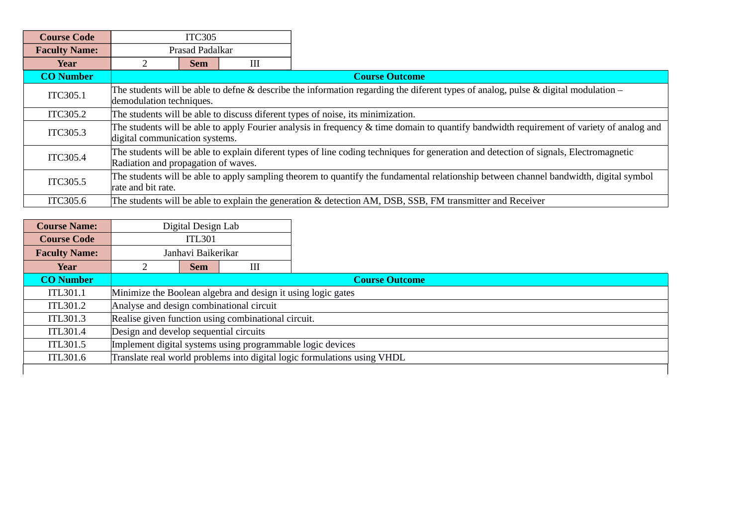| Course Code | ITC305 | | |
|---|---|---|---|
| **Faculty Name:** | Prasad Padalkar | | |
| **Year** | 2 | **Sem** | III |

| CO Number | Course Outcome |
|---|---|
| ITC305.1 | The students will be able to defne & describe the information regarding the diferent types of analog, pulse & digital modulation – demodulation techniques. |
| ITC305.2 | The students will be able to discuss diferent types of noise, its minimization. |
| ITC305.3 | The students will be able to apply Fourier analysis in frequency & time domain to quantify bandwidth requirement of variety of analog and digital communication systems. |
| ITC305.4 | The students will be able to explain diferent types of line coding techniques for generation and detection of signals, Electromagnetic Radiation and propagation of waves. |
| ITC305.5 | The students will be able to apply sampling theorem to quantify the fundamental relationship between channel bandwidth, digital symbol rate and bit rate. |
| ITC305.6 | The students will be able to explain the generation & detection AM, DSB, SSB, FM transmitter and Receiver |

| Course Name: | Digital Design Lab | | |
|---|---|---|---|
| **Course Code** | ITL301 | | |
| **Faculty Name:** | Janhavi Baikerikar | | |
| **Year** | 2 | **Sem** | III |

| CO Number | Course Outcome |
|---|---|
| ITL301.1 | Minimize the Boolean algebra and design it using logic gates |
| ITL301.2 | Analyse and design combinational circuit |
| ITL301.3 | Realise given function using combinational circuit. |
| ITL301.4 | Design and develop sequential circuits |
| ITL301.5 | Implement digital systems using programmable logic devices |
| ITL301.6 | Translate real world problems into digital logic formulations using VHDL |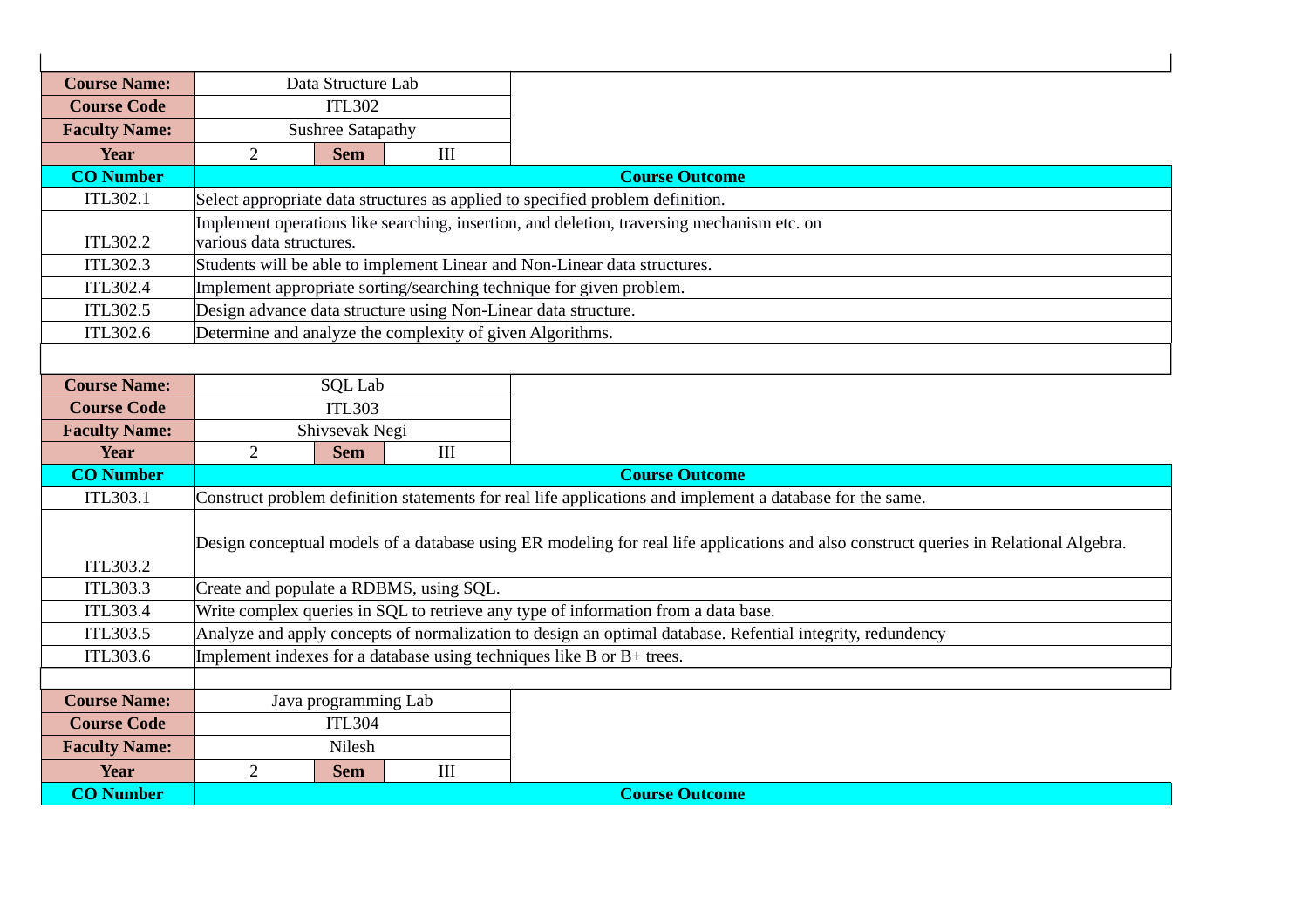| Course Name: | Data Structure Lab | | |
|---|---|---|---|
| Course Code | ITL302 | | |
| Faculty Name: | Sushree Satapathy | | |
| Year | 2 | Sem | III |

| CO Number | Course Outcome |
|---|---|
| ITL302.1 | Select appropriate data structures as applied to specified problem definition. |
| ITL302.2 | Implement operations like searching, insertion, and deletion, traversing mechanism etc. on various data structures. |
| ITL302.3 | Students will be able to implement Linear and Non-Linear data structures. |
| ITL302.4 | Implement appropriate sorting/searching technique for given problem. |
| ITL302.5 | Design advance data structure using Non-Linear data structure. |
| ITL302.6 | Determine and analyze the complexity of given Algorithms. |

| Course Name: | SQL Lab | | |
|---|---|---|---|
| Course Code | ITL303 | | |
| Faculty Name: | Shivsevak Negi | | |
| Year | 2 | Sem | III |

| CO Number | Course Outcome |
|---|---|
| ITL303.1 | Construct problem definition statements for real life applications and implement a database for the same. |
| ITL303.2 | Design conceptual models of a database using ER modeling for real life applications and also construct queries in Relational Algebra. |
| ITL303.3 | Create and populate a RDBMS, using SQL. |
| ITL303.4 | Write complex queries in SQL to retrieve any type of information from a data base. |
| ITL303.5 | Analyze and apply concepts of normalization to design an optimal database. Refential integrity, redundency |
| ITL303.6 | Implement indexes for a database using techniques like B or B+ trees. |

| Course Name: | Java programming Lab | | |
|---|---|---|---|
| Course Code | ITL304 | | |
| Faculty Name: | Nilesh | | |
| Year | 2 | Sem | III |

| CO Number | Course Outcome |
|---|---|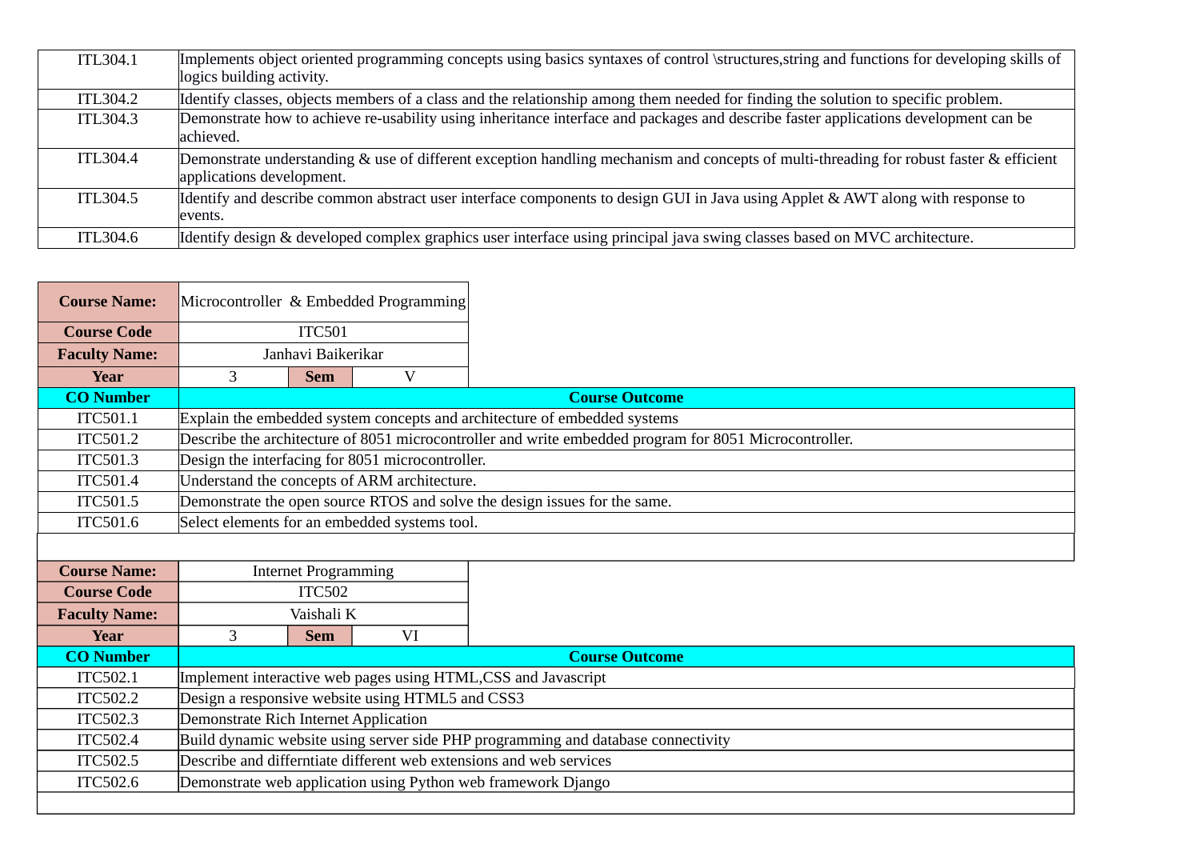| | |
|---|---|
| ITL304.1 | Implements object oriented programming concepts using basics syntaxes of control \structures,string and functions for developing skills of logics building activity. |
| ITL304.2 | Identify classes, objects members of a class and the relationship among them needed for finding the solution to specific problem. |
| ITL304.3 | Demonstrate how to achieve re-usability using inheritance interface and packages and describe faster applications development can be achieved. |
| ITL304.4 | Demonstrate understanding & use of different exception handling mechanism and concepts of multi-threading for robust faster & efficient applications development. |
| ITL304.5 | Identify and describe common abstract user interface components to design GUI in Java using Applet & AWT along with response to events. |
| ITL304.6 | Identify design & developed complex graphics user interface using principal java swing classes based on MVC architecture. |

| **Course Name:** | Microcontroller & Embedded Programming | | |
|---|---|---|---|
| **Course Code** | ITC501 | | |
| **Faculty Name:** | Janhavi Baikerikar | | |
| **Year** | 3 | **Sem** | V |

| **CO Number** | **Course Outcome** |
|---|---|
| ITC501.1 | Explain the embedded system concepts and architecture of embedded systems |
| ITC501.2 | Describe the architecture of 8051 microcontroller and write embedded program for 8051 Microcontroller. |
| ITC501.3 | Design the interfacing for 8051 microcontroller. |
| ITC501.4 | Understand the concepts of ARM architecture. |
| ITC501.5 | Demonstrate the open source RTOS and solve the design issues for the same. |
| ITC501.6 | Select elements for an embedded systems tool. |

| **Course Name:** | Internet Programming | | |
|---|---|---|---|
| **Course Code** | ITC502 | | |
| **Faculty Name:** | Vaishali K | | |
| **Year** | 3 | **Sem** | VI |

| **CO Number** | **Course Outcome** |
|---|---|
| ITC502.1 | Implement interactive web pages using HTML,CSS and Javascript |
| ITC502.2 | Design a responsive website using HTML5 and CSS3 |
| ITC502.3 | Demonstrate Rich Internet Application |
| ITC502.4 | Build dynamic website using server side PHP programming and database connectivity |
| ITC502.5 | Describe and differntiate different web extensions and web services |
| ITC502.6 | Demonstrate web application using Python web framework Django |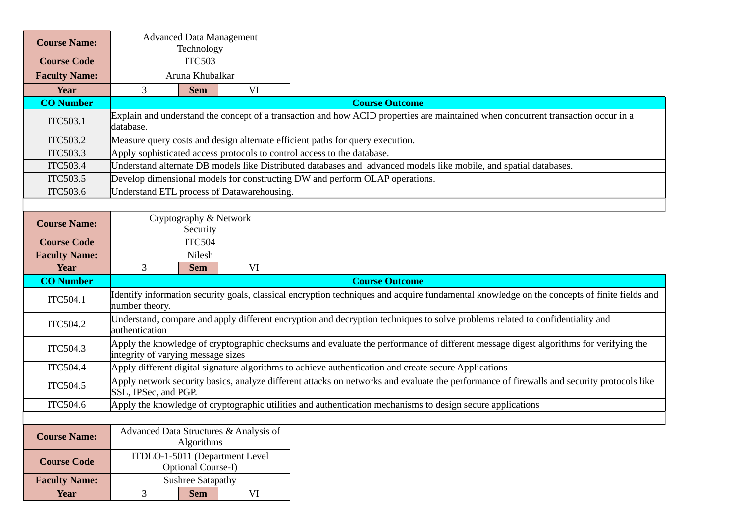| Course Name: | Advanced Data Management Technology | | |
|---|---|---|---|
| Course Code | ITC503 | | |
| Faculty Name: | Aruna Khubalkar | | |
| Year | 3 | Sem | VI |

| CO Number | Course Outcome |
|---|---|
| ITC503.1 | Explain and understand the concept of a transaction and how ACID properties are maintained when concurrent transaction occur in a database. |
| ITC503.2 | Measure query costs and design alternate efficient paths for query execution. |
| ITC503.3 | Apply sophisticated access protocols to control access to the database. |
| ITC503.4 | Understand alternate DB models like Distributed databases and advanced models like mobile, and spatial databases. |
| ITC503.5 | Develop dimensional models for constructing DW and perform OLAP operations. |
| ITC503.6 | Understand ETL process of Datawarehousing. |

| Course Name: | Cryptography & Network Security | | |
|---|---|---|---|
| Course Code | ITC504 | | |
| Faculty Name: | Nilesh | | |
| Year | 3 | Sem | VI |

| CO Number | Course Outcome |
|---|---|
| ITC504.1 | Identify information security goals, classical encryption techniques and acquire fundamental knowledge on the concepts of finite fields and number theory. |
| ITC504.2 | Understand, compare and apply different encryption and decryption techniques to solve problems related to confidentiality and authentication |
| ITC504.3 | Apply the knowledge of cryptographic checksums and evaluate the performance of different message digest algorithms for verifying the integrity of varying message sizes |
| ITC504.4 | Apply different digital signature algorithms to achieve authentication and create secure Applications |
| ITC504.5 | Apply network security basics, analyze different attacks on networks and evaluate the performance of firewalls and security protocols like SSL, IPSec, and PGP. |
| ITC504.6 | Apply the knowledge of cryptographic utilities and authentication mechanisms to design secure applications |

| Course Name: | Advanced Data Structures & Analysis of Algorithms | | |
|---|---|---|---|
| Course Code | ITDLO-1-5011 (Department Level Optional Course-I) | | |
| Faculty Name: | Sushree Satapathy | | |
| Year | 3 | Sem | VI |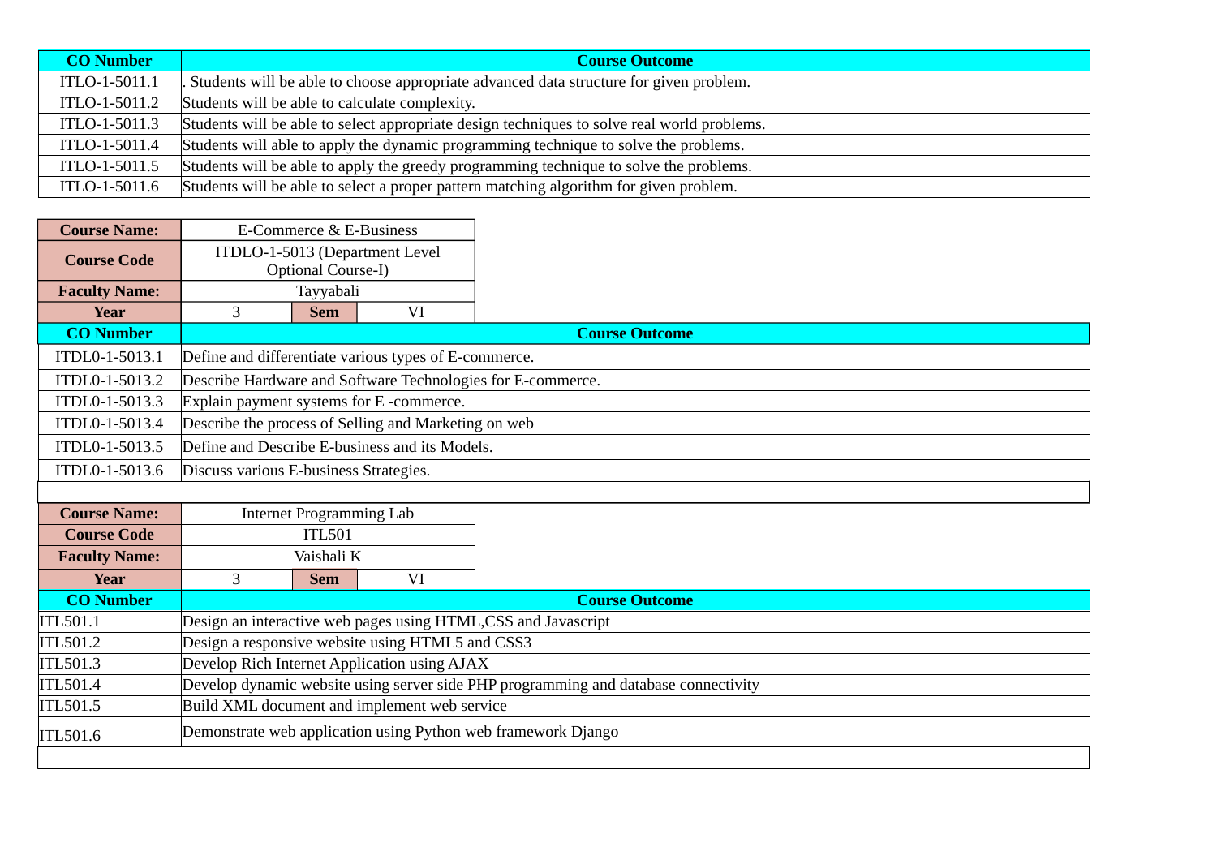| CO Number | Course Outcome |
| --- | --- |
| ITLO-1-5011.1 | . Students will be able to choose appropriate advanced data structure for given problem. |
| ITLO-1-5011.2 | Students will be able to calculate complexity. |
| ITLO-1-5011.3 | Students will be able to select appropriate design techniques to solve real world problems. |
| ITLO-1-5011.4 | Students will able to apply the dynamic programming technique to solve the problems. |
| ITLO-1-5011.5 | Students will be able to apply the greedy programming technique to solve the problems. |
| ITLO-1-5011.6 | Students will be able to select a proper pattern matching algorithm for given problem. |

| **Course Name:** | E-Commerce & E-Business | | |
| --- | --- | --- | --- |
| **Course Code** | ITDLO-1-5013 (Department Level Optional Course-I) | | |
| **Faculty Name:** | Tayyabali | | |
| **Year** | 3 | **Sem** | VI |

| CO Number | Course Outcome |
| --- | --- |
| ITDL0-1-5013.1 | Define and differentiate various types of E-commerce. |
| ITDL0-1-5013.2 | Describe Hardware and Software Technologies for E-commerce. |
| ITDL0-1-5013.3 | Explain payment systems for E -commerce. |
| ITDL0-1-5013.4 | Describe the process of Selling and Marketing on web |
| ITDL0-1-5013.5 | Define and Describe E-business and its Models. |
| ITDL0-1-5013.6 | Discuss various E-business Strategies. |

| **Course Name:** | Internet Programming Lab | | |
| --- | --- | --- | --- |
| **Course Code** | ITL501 | | |
| **Faculty Name:** | Vaishali K | | |
| **Year** | 3 | **Sem** | VI |

| CO Number | Course Outcome |
| --- | --- |
| ITL501.1 | Design an interactive web pages using HTML,CSS and Javascript |
| ITL501.2 | Design a responsive website using HTML5 and CSS3 |
| ITL501.3 | Develop Rich Internet Application using AJAX |
| ITL501.4 | Develop dynamic website using server side PHP programming and database connectivity |
| ITL501.5 | Build XML document and implement web service |
| ITL501.6 | Demonstrate web application using Python web framework Django |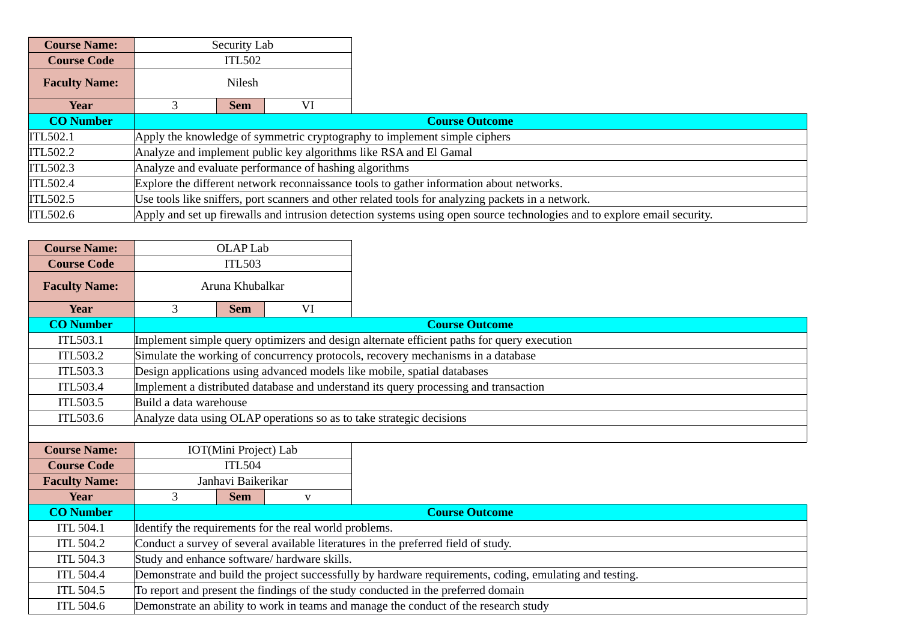| Course Name: | Security Lab | | |
|---|---|---|---|
| Course Code | ITL502 | | |
| Faculty Name: | Nilesh | | |
| Year | 3 | Sem | VI |

| CO Number | Course Outcome |
|---|---|
| ITL502.1 | Apply the knowledge of symmetric cryptography to implement simple ciphers |
| ITL502.2 | Analyze and implement public key algorithms like RSA and El Gamal |
| ITL502.3 | Analyze and evaluate performance of hashing algorithms |
| ITL502.4 | Explore the different network reconnaissance tools to gather information about networks. |
| ITL502.5 | Use tools like sniffers, port scanners and other related tools for analyzing packets in a network. |
| ITL502.6 | Apply and set up firewalls and intrusion detection systems using open source technologies and to explore email security. |

| Course Name: | OLAP Lab | | |
|---|---|---|---|
| Course Code | ITL503 | | |
| Faculty Name: | Aruna Khubalkar | | |
| Year | 3 | Sem | VI |

| CO Number | Course Outcome |
|---|---|
| ITL503.1 | Implement simple query optimizers and design alternate efficient paths for query execution |
| ITL503.2 | Simulate the working of concurrency protocols, recovery mechanisms in a database |
| ITL503.3 | Design applications using advanced models like mobile, spatial databases |
| ITL503.4 | Implement a distributed database and understand its query processing and transaction |
| ITL503.5 | Build a data warehouse |
| ITL503.6 | Analyze data using OLAP operations so as to take strategic decisions |

| Course Name: | IOT(Mini Project) Lab | | |
|---|---|---|---|
| Course Code | ITL504 | | |
| Faculty Name: | Janhavi Baikerikar | | |
| Year | 3 | Sem | v |

| CO Number | Course Outcome |
|---|---|
| ITL 504.1 | Identify the requirements for the real world problems. |
| ITL 504.2 | Conduct a survey of several available literatures in the preferred field of study. |
| ITL 504.3 | Study and enhance software/ hardware skills. |
| ITL 504.4 | Demonstrate and build the project successfully by hardware requirements, coding, emulating and testing. |
| ITL 504.5 | To report and present the findings of the study conducted in the preferred domain |
| ITL 504.6 | Demonstrate an ability to work in teams and manage the conduct of the research study |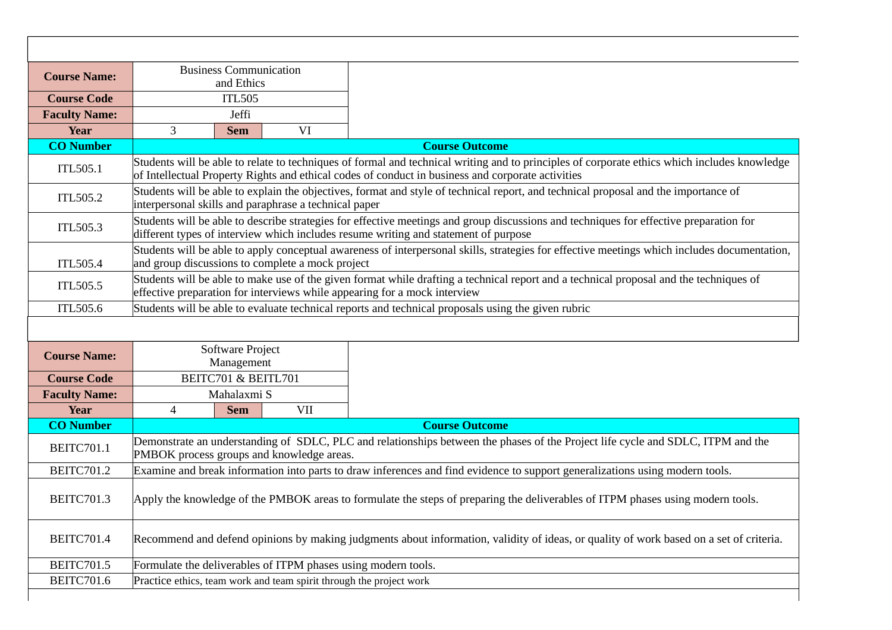| Course Name: | Business Communication and Ethics | | |
|---|---|---|---|
| Course Code | ITL505 | | |
| Faculty Name: | Jeffi | | |
| Year | 3 | Sem | VI |

| CO Number | Course Outcome |
|---|---|
| ITL505.1 | Students will be able to relate to techniques of formal and technical writing and to principles of corporate ethics which includes knowledge of Intellectual Property Rights and ethical codes of conduct in business and corporate activities |
| ITL505.2 | Students will be able to explain the objectives, format and style of technical report, and technical proposal and the importance of interpersonal skills and paraphrase a technical paper |
| ITL505.3 | Students will be able to describe strategies for effective meetings and group discussions and techniques for effective preparation for different types of interview which includes resume writing and statement of purpose |
| ITL505.4 | Students will be able to apply conceptual awareness of interpersonal skills, strategies for effective meetings which includes documentation, and group discussions to complete a mock project |
| ITL505.5 | Students will be able to make use of the given format while drafting a technical report and a technical proposal and the techniques of effective preparation for interviews while appearing for a mock interview |
| ITL505.6 | Students will be able to evaluate technical reports and technical proposals using the given rubric |

| Course Name: | Software Project Management | | |
|---|---|---|---|
| Course Code | BEITC701 & BEITL701 | | |
| Faculty Name: | Mahalaxmi S | | |
| Year | 4 | Sem | VII |

| CO Number | Course Outcome |
|---|---|
| BEITC701.1 | Demonstrate an understanding of SDLC, PLC and relationships between the phases of the Project life cycle and SDLC, ITPM and the PMBOK process groups and knowledge areas. |
| BEITC701.2 | Examine and break information into parts to draw inferences and find evidence to support generalizations using modern tools. |
| BEITC701.3 | Apply the knowledge of the PMBOK areas to formulate the steps of preparing the deliverables of ITPM phases using modern tools. |
| BEITC701.4 | Recommend and defend opinions by making judgments about information, validity of ideas, or quality of work based on a set of criteria. |
| BEITC701.5 | Formulate the deliverables of ITPM phases using modern tools. |
| BEITC701.6 | Practice ethics, team work and team spirit through the project work |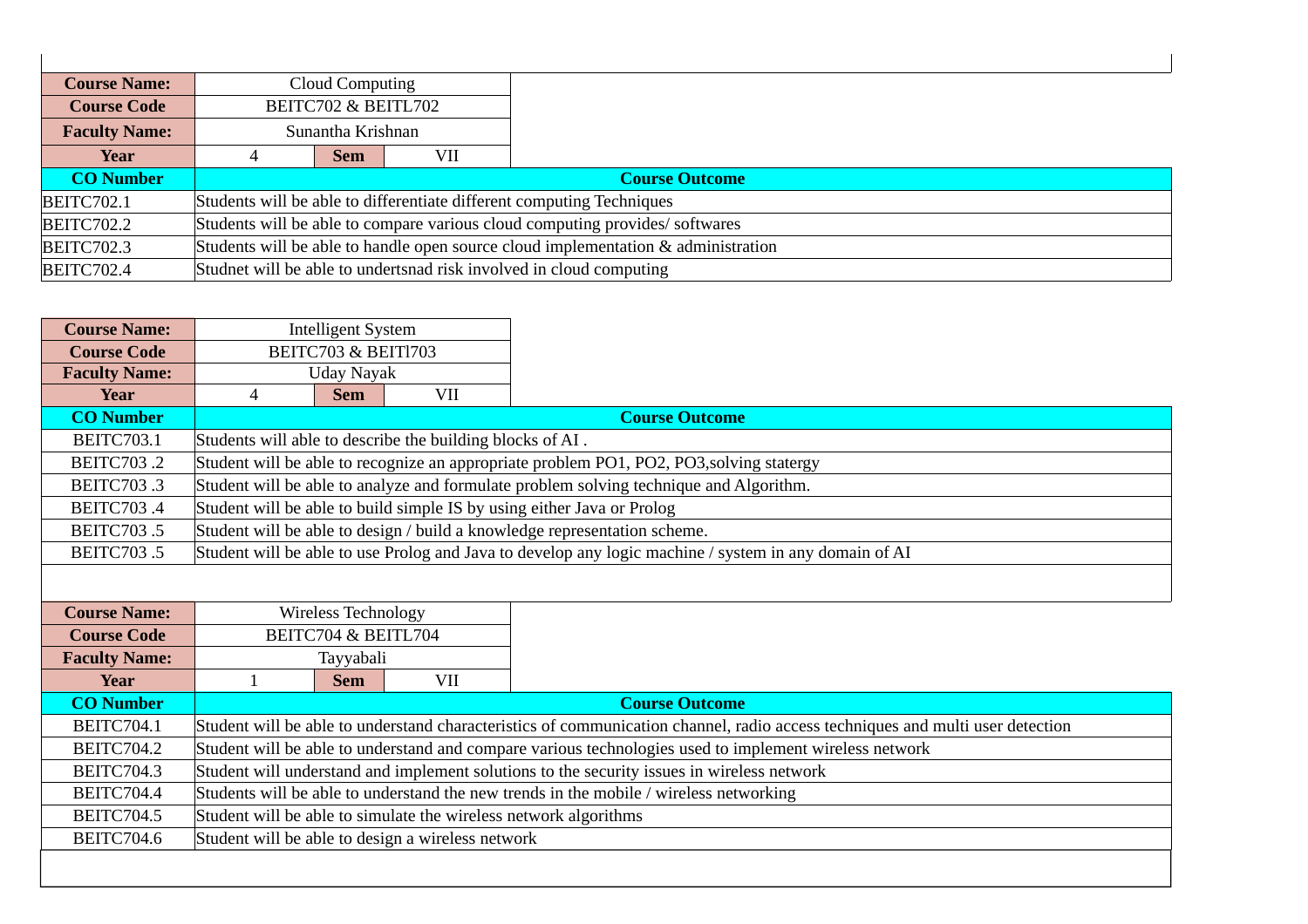| Course Name: | Cloud Computing | | |
|---|---|---|---|
| Course Code | BEITC702 & BEITL702 | | |
| Faculty Name: | Sunantha Krishnan | | |
| Year | 4 | Sem | VII |

| CO Number | Course Outcome |
|---|---|
| BEITC702.1 | Students will be able to differentiate different computing Techniques |
| BEITC702.2 | Students will be able to compare various cloud computing provides/ softwares |
| BEITC702.3 | Students will be able to handle open source cloud implementation & administration |
| BEITC702.4 | Studnet will be able to undertsnad risk involved in cloud computing |

| Course Name: | Intelligent System | | |
|---|---|---|---|
| Course Code | BEITC703 & BEITl703 | | |
| Faculty Name: | Uday Nayak | | |
| Year | 4 | Sem | VII |

| CO Number | Course Outcome |
|---|---|
| BEITC703.1 | Students will able to describe the building blocks of AI . |
| BEITC703 .2 | Student will be able to recognize an appropriate problem PO1, PO2, PO3,solving statergy |
| BEITC703 .3 | Student will be able to analyze and formulate problem solving technique and Algorithm. |
| BEITC703 .4 | Student will be able to build simple IS by using either Java or Prolog |
| BEITC703 .5 | Student will be able to design / build a knowledge representation scheme. |
| BEITC703 .5 | Student will be able to use Prolog and Java to develop any logic machine / system in any domain of AI |

| Course Name: | Wireless Technology | | |
|---|---|---|---|
| Course Code | BEITC704 & BEITL704 | | |
| Faculty Name: | Tayyabali | | |
| Year | 1 | Sem | VII |

| CO Number | Course Outcome |
|---|---|
| BEITC704.1 | Student will be able to understand characteristics of communication channel, radio access techniques and multi user detection |
| BEITC704.2 | Student will be able to understand and compare various technologies used to implement wireless network |
| BEITC704.3 | Student will understand and implement solutions to the security issues in wireless network |
| BEITC704.4 | Students will be able to understand the new trends in the mobile / wireless networking |
| BEITC704.5 | Student will be able to simulate the wireless network algorithms |
| BEITC704.6 | Student will be able to design a wireless network |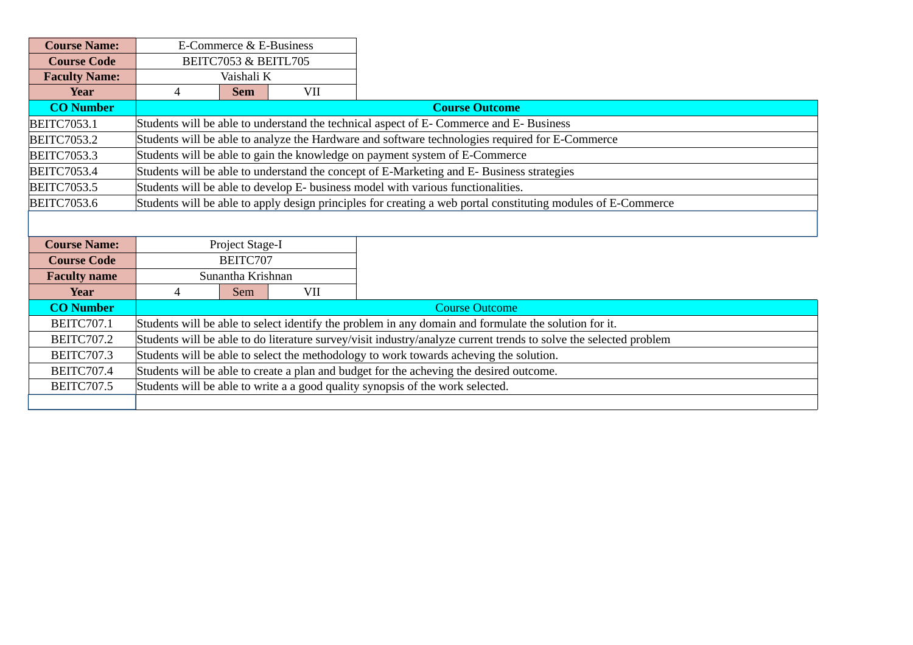| | | | |
|---|---|---|---|
| **Course Name:** | E-Commerce & E-Business | | |
| **Course Code** | BEITC7053 & BEITL705 | | |
| **Faculty Name:** | Vaishali K | | |
| **Year** | 4 | **Sem** | VII |

| **CO Number** | **Course Outcome** |
|---|---|
| BEITC7053.1 | Students will be able to understand the technical aspect of E- Commerce and E- Business |
| BEITC7053.2 | Students will be able to analyze the Hardware and software technologies required for E-Commerce |
| BEITC7053.3 | Students will be able to gain the knowledge on payment system of E-Commerce |
| BEITC7053.4 | Students will be able to understand the concept of E-Marketing and E- Business strategies |
| BEITC7053.5 | Students will be able to develop E- business model with various functionalities. |
| BEITC7053.6 | Students will be able to apply design principles for creating a web portal constituting modules of E-Commerce |

| | | | |
|---|---|---|---|
| **Course Name:** | Project Stage-I | | |
| **Course Code** | BEITC707 | | |
| **Faculty name** | Sunantha Krishnan | | |
| **Year** | 4 | Sem | VII |

| **CO Number** | Course Outcome |
|---|---|
| BEITC707.1 | Students will be able to select identify the problem in any domain and formulate the solution for it. |
| BEITC707.2 | Students will be able to do literature survey/visit industry/analyze current trends to solve the selected problem |
| BEITC707.3 | Students will be able to select the methodology to work towards acheving the solution. |
| BEITC707.4 | Students will be able to create a plan and budget for the acheving the desired outcome. |
| BEITC707.5 | Students will be able to write a a good quality synopsis of the work selected. |